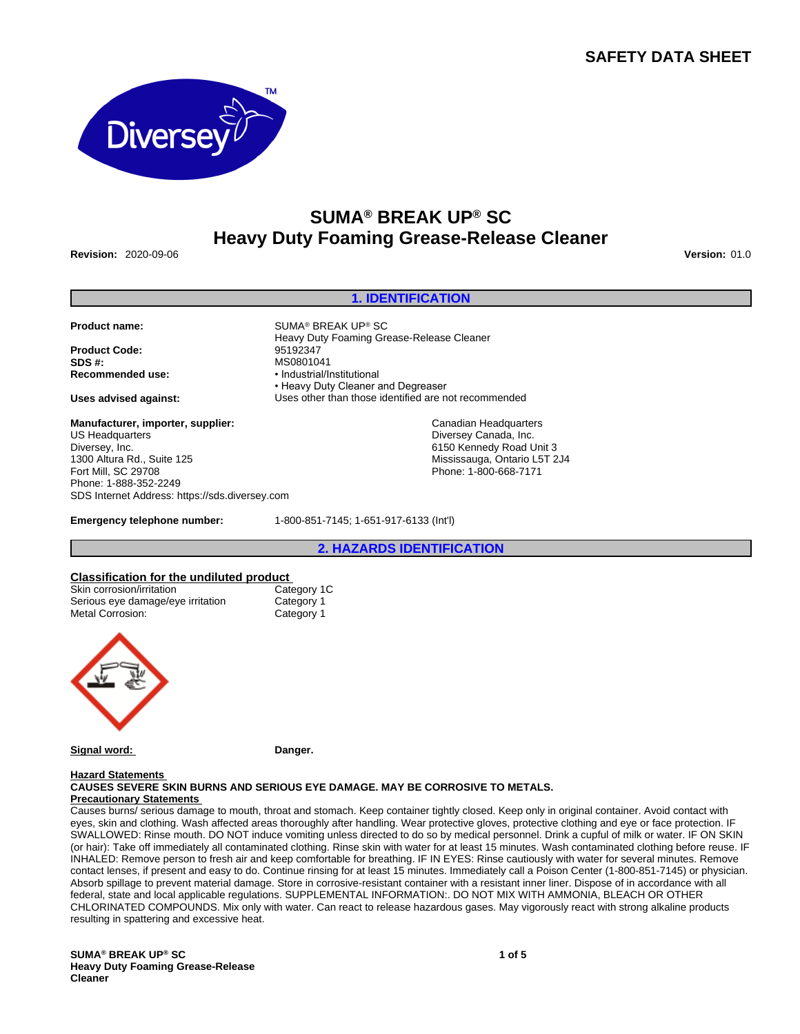**SAFETY DATA SHEET**

# SUMA® BREAK UP® SC
# Heavy Duty Foaming Grease-Release Cleaner

**Revision:** 2020-09-06 **Version:** 01.0

## 1. IDENTIFICATION

| | |
|---|---|
| **Product name:** | SUMA® BREAK UP® SC Heavy Duty Foaming Grease-Release Cleaner |
| **Product Code:** | 95192347 |
| **SDS #:** | MS0801041 |
| **Recommended use:** | • Industrial/Institutional<br>• Heavy Duty Cleaner and Degreaser |
| **Uses advised against:** | Uses other than those identified are not recommended |

**Manufacturer, importer, supplier:**

US Headquarters
Diversey, Inc.
1300 Altura Rd., Suite 125
Fort Mill, SC 29708
Phone: 1-888-352-2249
SDS Internet Address: https://sds.diversey.com

Canadian Headquarters
Diversey Canada, Inc.
6150 Kennedy Road Unit 3
Mississauga, Ontario L5T 2J4
Phone: 1-800-668-7171

**Emergency telephone number:** 1-800-851-7145; 1-651-917-6133 (Int'l)

## 2. HAZARDS IDENTIFICATION

**Classification for the undiluted product**

| | |
|---|---|
| Skin corrosion/irritation | Category 1C |
| Serious eye damage/eye irritation | Category 1 |
| Metal Corrosion: | Category 1 |

**Signal word:** **Danger.**

**Hazard Statements**

**CAUSES SEVERE SKIN BURNS AND SERIOUS EYE DAMAGE. MAY BE CORROSIVE TO METALS.**

**Precautionary Statements**

Causes burns/ serious damage to mouth, throat and stomach. Keep container tightly closed. Keep only in original container. Avoid contact with eyes, skin and clothing. Wash affected areas thoroughly after handling. Wear protective gloves, protective clothing and eye or face protection. IF SWALLOWED: Rinse mouth. DO NOT induce vomiting unless directed to do so by medical personnel. Drink a cupful of milk or water. IF ON SKIN (or hair): Take off immediately all contaminated clothing. Rinse skin with water for at least 15 minutes. Wash contaminated clothing before reuse. IF INHALED: Remove person to fresh air and keep comfortable for breathing. IF IN EYES: Rinse cautiously with water for several minutes. Remove contact lenses, if present and easy to do. Continue rinsing for at least 15 minutes. Immediately call a Poison Center (1-800-851-7145) or physician. Absorb spillage to prevent material damage. Store in corrosive-resistant container with a resistant inner liner. Dispose of in accordance with all federal, state and local applicable regulations. SUPPLEMENTAL INFORMATION:. DO NOT MIX WITH AMMONIA, BLEACH OR OTHER CHLORINATED COMPOUNDS. Mix only with water. Can react to release hazardous gases. May vigorously react with strong alkaline products resulting in spattering and excessive heat.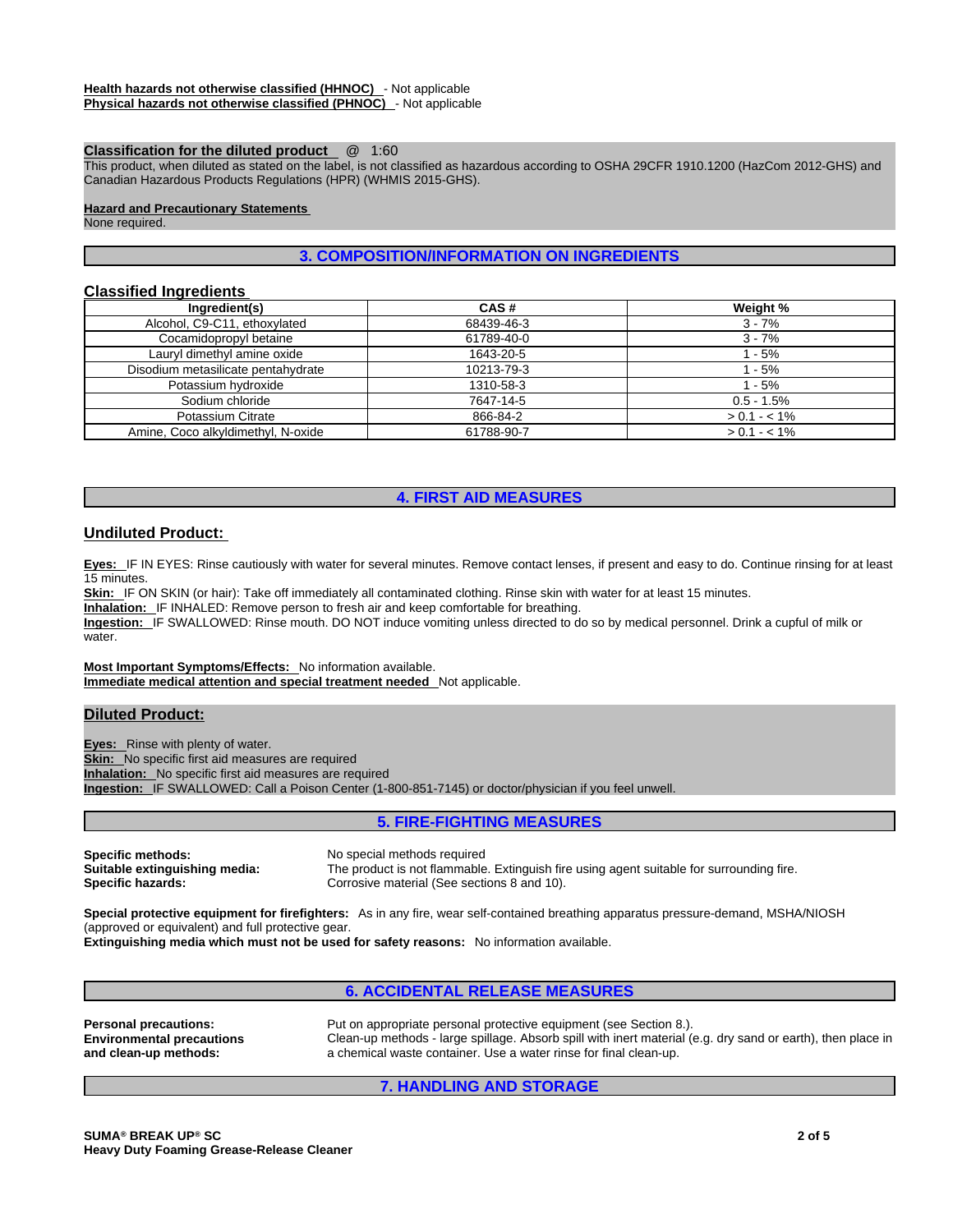**Health hazards not otherwise classified (HHNOC)** - Not applicable
**Physical hazards not otherwise classified (PHNOC)** - Not applicable

**Classification for the diluted product** @ 1:60
This product, when diluted as stated on the label, is not classified as hazardous according to OSHA 29CFR 1910.1200 (HazCom 2012-GHS) and Canadian Hazardous Products Regulations (HPR) (WHMIS 2015-GHS).

**Hazard and Precautionary Statements**
None required.

## 3. COMPOSITION/INFORMATION ON INGREDIENTS

### Classified Ingredients

| Ingredient(s) | CAS # | Weight % |
|---|---|---|
| Alcohol, C9-C11, ethoxylated | 68439-46-3 | 3 - 7% |
| Cocamidopropyl betaine | 61789-40-0 | 3 - 7% |
| Lauryl dimethyl amine oxide | 1643-20-5 | 1 - 5% |
| Disodium metasilicate pentahydrate | 10213-79-3 | 1 - 5% |
| Potassium hydroxide | 1310-58-3 | 1 - 5% |
| Sodium chloride | 7647-14-5 | 0.5 - 1.5% |
| Potassium Citrate | 866-84-2 | > 0.1 - < 1% |
| Amine, Coco alkyldimethyl, N-oxide | 61788-90-7 | > 0.1 - < 1% |

## 4. FIRST AID MEASURES

### Undiluted Product:

**Eyes:** IF IN EYES: Rinse cautiously with water for several minutes. Remove contact lenses, if present and easy to do. Continue rinsing for at least 15 minutes.
**Skin:** IF ON SKIN (or hair): Take off immediately all contaminated clothing. Rinse skin with water for at least 15 minutes.
**Inhalation:** IF INHALED: Remove person to fresh air and keep comfortable for breathing.
**Ingestion:** IF SWALLOWED: Rinse mouth. DO NOT induce vomiting unless directed to do so by medical personnel. Drink a cupful of milk or water.

**Most Important Symptoms/Effects:** No information available.
**Immediate medical attention and special treatment needed** Not applicable.

### Diluted Product:

**Eyes:** Rinse with plenty of water.
**Skin:** No specific first aid measures are required
**Inhalation:** No specific first aid measures are required
**Ingestion:** IF SWALLOWED: Call a Poison Center (1-800-851-7145) or doctor/physician if you feel unwell.

## 5. FIRE-FIGHTING MEASURES

**Specific methods:** No special methods required
**Suitable extinguishing media:** The product is not flammable. Extinguish fire using agent suitable for surrounding fire.
**Specific hazards:** Corrosive material (See sections 8 and 10).

**Special protective equipment for firefighters:** As in any fire, wear self-contained breathing apparatus pressure-demand, MSHA/NIOSH (approved or equivalent) and full protective gear.
**Extinguishing media which must not be used for safety reasons:** No information available.

## 6. ACCIDENTAL RELEASE MEASURES

**Personal precautions:** Put on appropriate personal protective equipment (see Section 8.).
**Environmental precautions and clean-up methods:** Clean-up methods - large spillage. Absorb spill with inert material (e.g. dry sand or earth), then place in a chemical waste container. Use a water rinse for final clean-up.

## 7. HANDLING AND STORAGE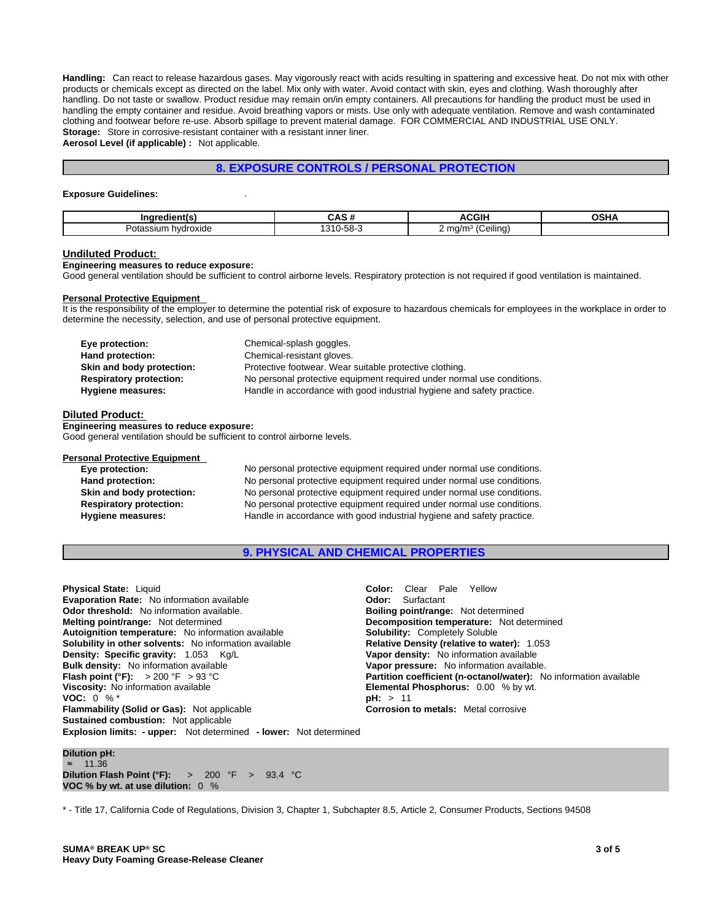**Handling:** Can react to release hazardous gases. May vigorously react with acids resulting in spattering and excessive heat. Do not mix with other products or chemicals except as directed on the label. Mix only with water. Avoid contact with skin, eyes and clothing. Wash thoroughly after handling. Do not taste or swallow. Product residue may remain on/in empty containers. All precautions for handling the product must be used in handling the empty container and residue. Avoid breathing vapors or mists. Use only with adequate ventilation. Remove and wash contaminated clothing and footwear before re-use. Absorb spillage to prevent material damage. FOR COMMERCIAL AND INDUSTRIAL USE ONLY.
**Storage:** Store in corrosive-resistant container with a resistant inner liner.
**Aerosol Level (if applicable) :** Not applicable.

## 8. EXPOSURE CONTROLS / PERSONAL PROTECTION

**Exposure Guidelines:** .

| Ingredient(s) | CAS # | ACGIH | OSHA |
|---|---|---|---|
| Potassium hydroxide | 1310-58-3 | 2 mg/m³ (Ceiling) | |

### Undiluted Product:

**Engineering measures to reduce exposure:**
Good general ventilation should be sufficient to control airborne levels. Respiratory protection is not required if good ventilation is maintained.

**Personal Protective Equipment**
It is the responsibility of the employer to determine the potential risk of exposure to hazardous chemicals for employees in the workplace in order to determine the necessity, selection, and use of personal protective equipment.

**Eye protection:** Chemical-splash goggles.
**Hand protection:** Chemical-resistant gloves.
**Skin and body protection:** Protective footwear. Wear suitable protective clothing.
**Respiratory protection:** No personal protective equipment required under normal use conditions.
**Hygiene measures:** Handle in accordance with good industrial hygiene and safety practice.

### Diluted Product:

**Engineering measures to reduce exposure:**
Good general ventilation should be sufficient to control airborne levels.

**Personal Protective Equipment**
**Eye protection:** No personal protective equipment required under normal use conditions.
**Hand protection:** No personal protective equipment required under normal use conditions.
**Skin and body protection:** No personal protective equipment required under normal use conditions.
**Respiratory protection:** No personal protective equipment required under normal use conditions.
**Hygiene measures:** Handle in accordance with good industrial hygiene and safety practice.

## 9. PHYSICAL AND CHEMICAL PROPERTIES

**Physical State:** Liquid
**Evaporation Rate:** No information available
**Odor threshold:** No information available.
**Melting point/range:** Not determined
**Autoignition temperature:** No information available
**Solubility in other solvents:** No information available
**Density: Specific gravity:** 1.053 Kg/L
**Bulk density:** No information available
**Flash point (°F):** > 200 °F > 93 °C
**Viscosity:** No information available
**VOC:** 0 % *
**Flammability (Solid or Gas):** Not applicable
**Sustained combustion:** Not applicable
**Explosion limits: - upper:** Not determined **- lower:** Not determined

**Color:** Clear Pale Yellow
**Odor:** Surfactant
**Boiling point/range:** Not determined
**Decomposition temperature:** Not determined
**Solubility:** Completely Soluble
**Relative Density (relative to water):** 1.053
**Vapor density:** No information available
**Vapor pressure:** No information available.
**Partition coefficient (n-octanol/water):** No information available
**Elemental Phosphorus:** 0.00 % by wt.
**pH:** > 11
**Corrosion to metals:** Metal corrosive

**Dilution pH:**
≈ 11.36
**Dilution Flash Point (°F):** > 200 °F > 93.4 °C
**VOC % by wt. at use dilution:** 0 %

* - Title 17, California Code of Regulations, Division 3, Chapter 1, Subchapter 8.5, Article 2, Consumer Products, Sections 94508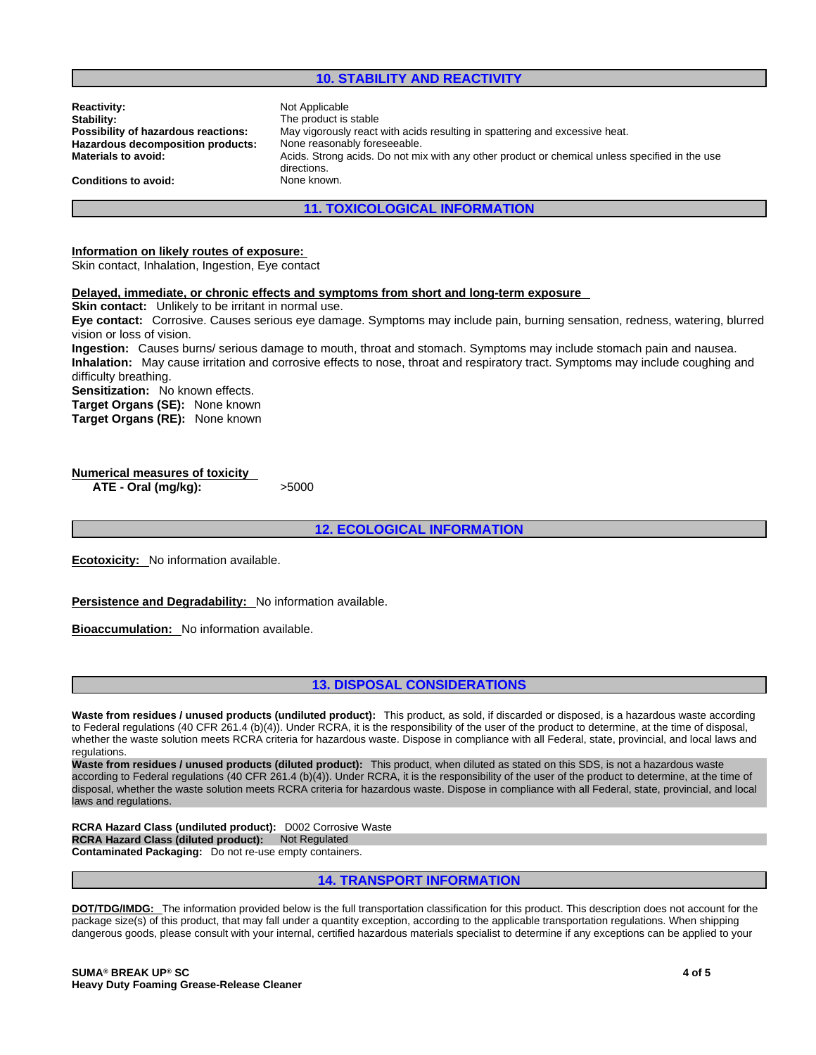## 10. STABILITY AND REACTIVITY

**Reactivity:** Not Applicable
**Stability:** The product is stable
**Possibility of hazardous reactions:** May vigorously react with acids resulting in spattering and excessive heat.
**Hazardous decomposition products:** None reasonably foreseeable.
**Materials to avoid:** Acids. Strong acids. Do not mix with any other product or chemical unless specified in the use directions.
**Conditions to avoid:** None known.

## 11. TOXICOLOGICAL INFORMATION

**Information on likely routes of exposure:**
Skin contact, Inhalation, Ingestion, Eye contact

**Delayed, immediate, or chronic effects and symptoms from short and long-term exposure**
**Skin contact:** Unlikely to be irritant in normal use.
**Eye contact:** Corrosive. Causes serious eye damage. Symptoms may include pain, burning sensation, redness, watering, blurred vision or loss of vision.
**Ingestion:** Causes burns/ serious damage to mouth, throat and stomach. Symptoms may include stomach pain and nausea.
**Inhalation:** May cause irritation and corrosive effects to nose, throat and respiratory tract. Symptoms may include coughing and difficulty breathing.
**Sensitization:** No known effects.
**Target Organs (SE):** None known
**Target Organs (RE):** None known

**Numerical measures of toxicity**
**ATE - Oral (mg/kg):** >5000

## 12. ECOLOGICAL INFORMATION

**Ecotoxicity:** No information available.

**Persistence and Degradability:** No information available.

**Bioaccumulation:** No information available.

## 13. DISPOSAL CONSIDERATIONS

**Waste from residues / unused products (undiluted product):** This product, as sold, if discarded or disposed, is a hazardous waste according to Federal regulations (40 CFR 261.4 (b)(4)). Under RCRA, it is the responsibility of the user of the product to determine, at the time of disposal, whether the waste solution meets RCRA criteria for hazardous waste. Dispose in compliance with all Federal, state, provincial, and local laws and regulations.
**Waste from residues / unused products (diluted product):** This product, when diluted as stated on this SDS, is not a hazardous waste according to Federal regulations (40 CFR 261.4 (b)(4)). Under RCRA, it is the responsibility of the user of the product to determine, at the time of disposal, whether the waste solution meets RCRA criteria for hazardous waste. Dispose in compliance with all Federal, state, provincial, and local laws and regulations.

**RCRA Hazard Class (undiluted product):** D002 Corrosive Waste
**RCRA Hazard Class (diluted product):** Not Regulated
**Contaminated Packaging:** Do not re-use empty containers.

## 14. TRANSPORT INFORMATION

**DOT/TDG/IMDG:** The information provided below is the full transportation classification for this product. This description does not account for the package size(s) of this product, that may fall under a quantity exception, according to the applicable transportation regulations. When shipping dangerous goods, please consult with your internal, certified hazardous materials specialist to determine if any exceptions can be applied to your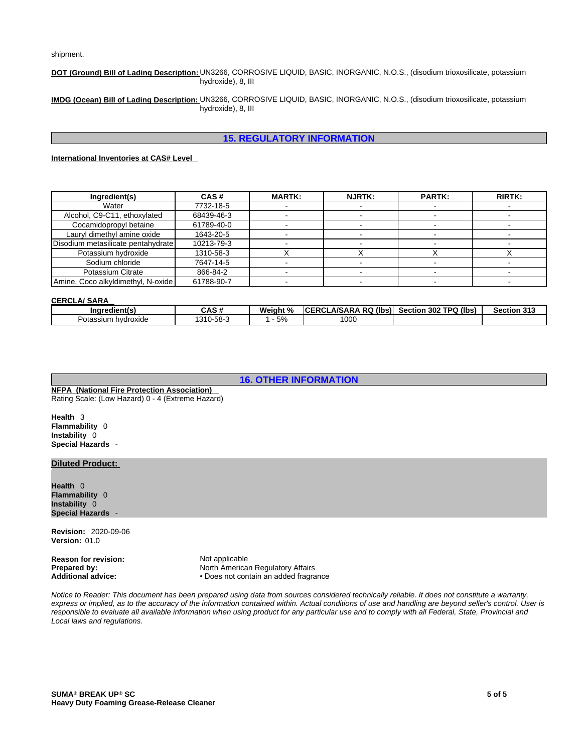shipment.

**DOT (Ground) Bill of Lading Description:** UN3266, CORROSIVE LIQUID, BASIC, INORGANIC, N.O.S., (disodium trioxosilicate, potassium hydroxide), 8, III

**IMDG (Ocean) Bill of Lading Description:** UN3266, CORROSIVE LIQUID, BASIC, INORGANIC, N.O.S., (disodium trioxosilicate, potassium hydroxide), 8, III

## 15. REGULATORY INFORMATION

**International Inventories at CAS# Level**

| Ingredient(s) | CAS # | MARTK: | NJRTK: | PARTK: | RIRTK: |
|---|---|---|---|---|---|
| Water | 7732-18-5 | - | - | - | - |
| Alcohol, C9-C11, ethoxylated | 68439-46-3 | - | - | - | - |
| Cocamidopropyl betaine | 61789-40-0 | - | - | - | - |
| Lauryl dimethyl amine oxide | 1643-20-5 | - | - | - | - |
| Disodium metasilicate pentahydrate | 10213-79-3 | - | - | - | - |
| Potassium hydroxide | 1310-58-3 | X | X | X | X |
| Sodium chloride | 7647-14-5 | - | - | - | - |
| Potassium Citrate | 866-84-2 | - | - | - | - |
| Amine, Coco alkyldimethyl, N-oxide | 61788-90-7 | - | - | - | - |

**CERCLA/ SARA**

| Ingredient(s) | CAS # | Weight % | CERCLA/SARA RQ (lbs) | Section 302 TPQ (lbs) | Section 313 |
|---|---|---|---|---|---|
| Potassium hydroxide | 1310-58-3 | 1 - 5% | 1000 | | |

## 16. OTHER INFORMATION

**NFPA (National Fire Protection Association)**
Rating Scale: (Low Hazard) 0 - 4 (Extreme Hazard)

**Health** 3
**Flammability** 0
**Instability** 0
**Special Hazards** -

**Diluted Product:**

**Health** 0
**Flammability** 0
**Instability** 0
**Special Hazards** -

**Revision:** 2020-09-06
**Version:** 01.0

**Reason for revision:** Not applicable
**Prepared by:** North American Regulatory Affairs
**Additional advice:** • Does not contain an added fragrance

*Notice to Reader: This document has been prepared using data from sources considered technically reliable. It does not constitute a warranty, express or implied, as to the accuracy of the information contained within. Actual conditions of use and handling are beyond seller's control. User is responsible to evaluate all available information when using product for any particular use and to comply with all Federal, State, Provincial and Local laws and regulations.*